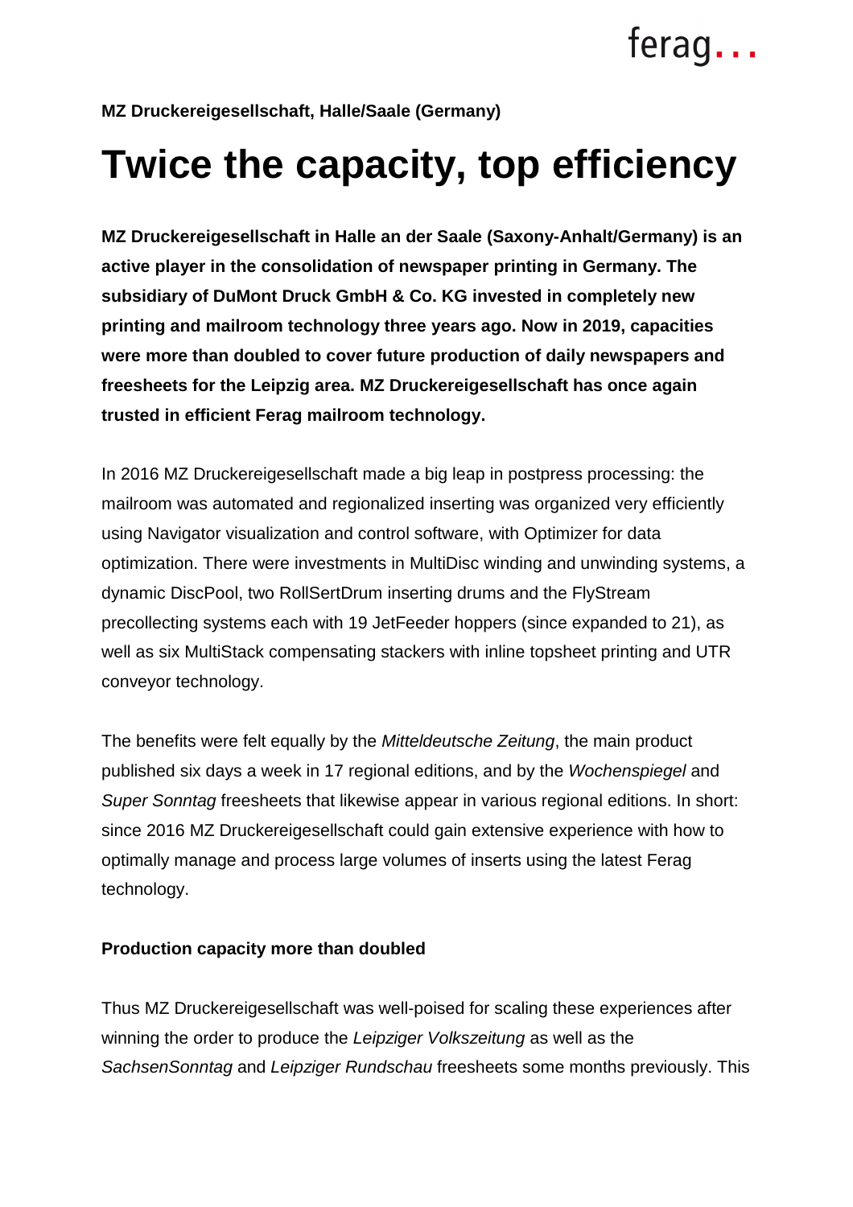**MZ Druckereigesellschaft, Halle/Saale (Germany)**

# Twice the capacity, top efficiency

**MZ Druckereigesellschaft in Halle an der Saale (Saxony-Anhalt/Germany) is an active player in the consolidation of newspaper printing in Germany. The subsidiary of DuMont Druck GmbH & Co. KG invested in completely new printing and mailroom technology three years ago. Now in 2019, capacities were more than doubled to cover future production of daily newspapers and freesheets for the Leipzig area. MZ Druckereigesellschaft has once again trusted in efficient Ferag mailroom technology.**

In 2016 MZ Druckereigesellschaft made a big leap in postpress processing: the mailroom was automated and regionalized inserting was organized very efficiently using Navigator visualization and control software, with Optimizer for data optimization. There were investments in MultiDisc winding and unwinding systems, a dynamic DiscPool, two RollSertDrum inserting drums and the FlyStream precollecting systems each with 19 JetFeeder hoppers (since expanded to 21), as well as six MultiStack compensating stackers with inline topsheet printing and UTR conveyor technology.

The benefits were felt equally by the *Mitteldeutsche Zeitung*, the main product published six days a week in 17 regional editions, and by the *Wochenspiegel* and *Super Sonntag* freesheets that likewise appear in various regional editions. In short: since 2016 MZ Druckereigesellschaft could gain extensive experience with how to optimally manage and process large volumes of inserts using the latest Ferag technology.

**Production capacity more than doubled**

Thus MZ Druckereigesellschaft was well-poised for scaling these experiences after winning the order to produce the *Leipziger Volkszeitung* as well as the *SachsenSonntag* and *Leipziger Rundschau* freesheets some months previously. This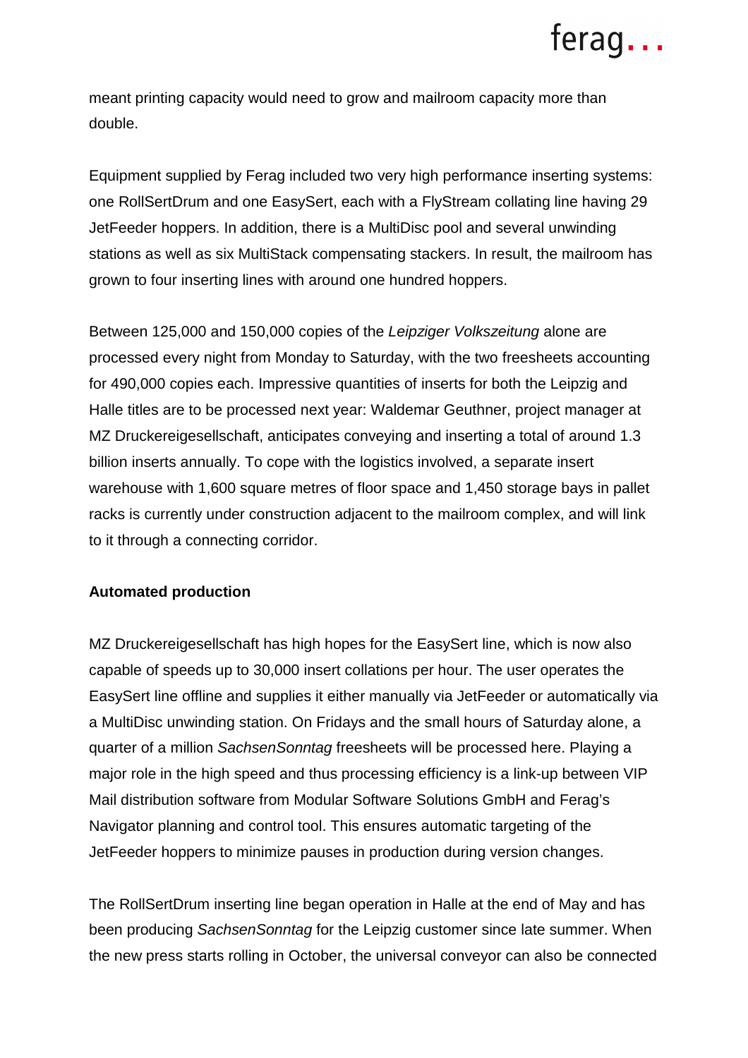meant printing capacity would need to grow and mailroom capacity more than double.

Equipment supplied by Ferag included two very high performance inserting systems: one RollSertDrum and one EasySert, each with a FlyStream collating line having 29 JetFeeder hoppers. In addition, there is a MultiDisc pool and several unwinding stations as well as six MultiStack compensating stackers. In result, the mailroom has grown to four inserting lines with around one hundred hoppers.

Between 125,000 and 150,000 copies of the *Leipziger Volkszeitung* alone are processed every night from Monday to Saturday, with the two freesheets accounting for 490,000 copies each. Impressive quantities of inserts for both the Leipzig and Halle titles are to be processed next year: Waldemar Geuthner, project manager at MZ Druckereigesellschaft, anticipates conveying and inserting a total of around 1.3 billion inserts annually. To cope with the logistics involved, a separate insert warehouse with 1,600 square metres of floor space and 1,450 storage bays in pallet racks is currently under construction adjacent to the mailroom complex, and will link to it through a connecting corridor.

**Automated production**

MZ Druckereigesellschaft has high hopes for the EasySert line, which is now also capable of speeds up to 30,000 insert collations per hour. The user operates the EasySert line offline and supplies it either manually via JetFeeder or automatically via a MultiDisc unwinding station. On Fridays and the small hours of Saturday alone, a quarter of a million *SachsenSonntag* freesheets will be processed here. Playing a major role in the high speed and thus processing efficiency is a link-up between VIP Mail distribution software from Modular Software Solutions GmbH and Ferag's Navigator planning and control tool. This ensures automatic targeting of the JetFeeder hoppers to minimize pauses in production during version changes.

The RollSertDrum inserting line began operation in Halle at the end of May and has been producing *SachsenSonntag* for the Leipzig customer since late summer. When the new press starts rolling in October, the universal conveyor can also be connected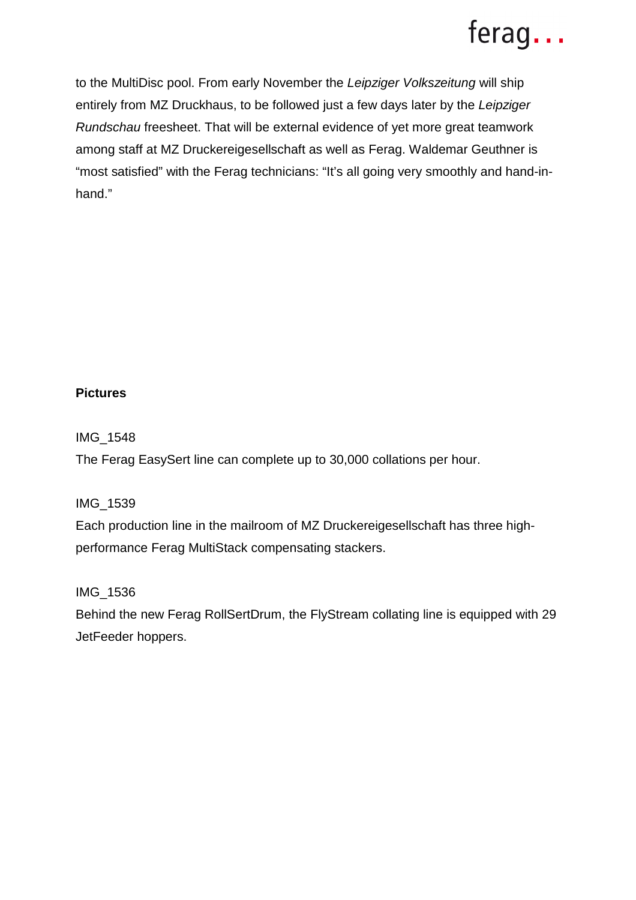to the MultiDisc pool. From early November the *Leipziger Volkszeitung* will ship entirely from MZ Druckhaus, to be followed just a few days later by the *Leipziger Rundschau* freesheet. That will be external evidence of yet more great teamwork among staff at MZ Druckereigesellschaft as well as Ferag. Waldemar Geuthner is “most satisfied” with the Ferag technicians: “It’s all going very smoothly and hand-in-hand.”

**Pictures**

IMG_1548

The Ferag EasySert line can complete up to 30,000 collations per hour.

IMG_1539

Each production line in the mailroom of MZ Druckereigesellschaft has three high-performance Ferag MultiStack compensating stackers.

IMG_1536

Behind the new Ferag RollSertDrum, the FlyStream collating line is equipped with 29 JetFeeder hoppers.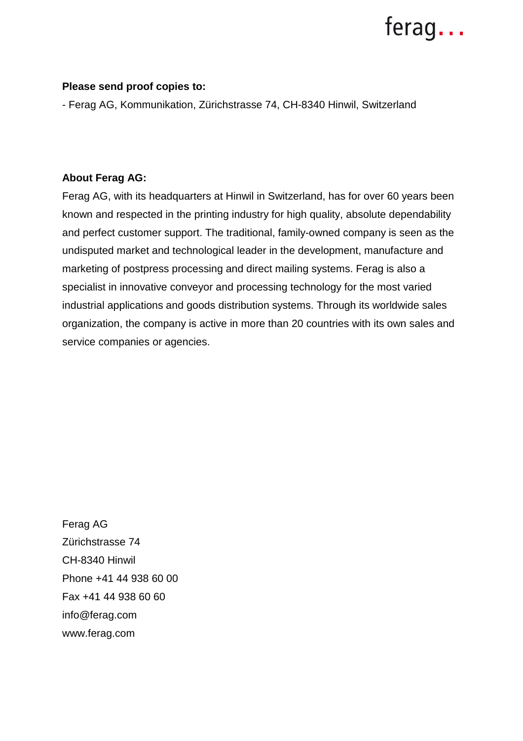**Please send proof copies to:**

- Ferag AG, Kommunikation, Zürichstrasse 74, CH-8340 Hinwil, Switzerland

**About Ferag AG:**

Ferag AG, with its headquarters at Hinwil in Switzerland, has for over 60 years been known and respected in the printing industry for high quality, absolute dependability and perfect customer support. The traditional, family-owned company is seen as the undisputed market and technological leader in the development, manufacture and marketing of postpress processing and direct mailing systems. Ferag is also a specialist in innovative conveyor and processing technology for the most varied industrial applications and goods distribution systems. Through its worldwide sales organization, the company is active in more than 20 countries with its own sales and service companies or agencies.

Ferag AG
Zürichstrasse 74
CH-8340 Hinwil
Phone +41 44 938 60 00
Fax +41 44 938 60 60
info@ferag.com
www.ferag.com